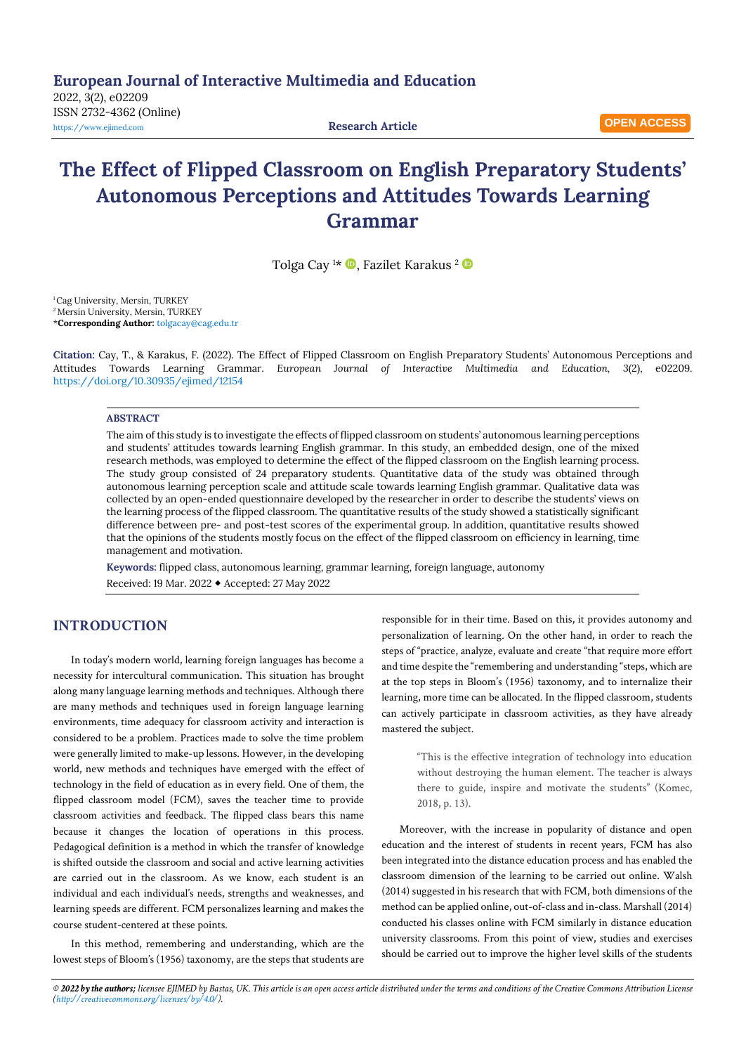European Journal of Interactive Multimedia and Education
2022, 3(2), e02209
ISSN 2732-4362 (Online)
https://www.ejimed.com

Research Article

OPEN ACCESS

# The Effect of Flipped Classroom on English Preparatory Students' Autonomous Perceptions and Attitudes Towards Learning Grammar

Tolga Cay [1]*, Fazilet Karakus [2]

[1] Cag University, Mersin, TURKEY
[2] Mersin University, Mersin, TURKEY
***Corresponding Author:** tolgacay@cag.edu.tr

**Citation:** Cay, T., & Karakus, F. (2022). The Effect of Flipped Classroom on English Preparatory Students' Autonomous Perceptions and Attitudes Towards Learning Grammar. *European Journal of Interactive Multimedia and Education*, 3(2), e02209. https://doi.org/10.30935/ejimed/12154

## ABSTRACT

The aim of this study is to investigate the effects of flipped classroom on students' autonomous learning perceptions and students' attitudes towards learning English grammar. In this study, an embedded design, one of the mixed research methods, was employed to determine the effect of the flipped classroom on the English learning process. The study group consisted of 24 preparatory students. Quantitative data of the study was obtained through autonomous learning perception scale and attitude scale towards learning English grammar. Qualitative data was collected by an open-ended questionnaire developed by the researcher in order to describe the students' views on the learning process of the flipped classroom. The quantitative results of the study showed a statistically significant difference between pre- and post-test scores of the experimental group. In addition, quantitative results showed that the opinions of the students mostly focus on the effect of the flipped classroom on efficiency in learning, time management and motivation.

**Keywords:** flipped class, autonomous learning, grammar learning, foreign language, autonomy

Received: 19 Mar. 2022 ◆ Accepted: 27 May 2022

## INTRODUCTION

In today's modern world, learning foreign languages has become a necessity for intercultural communication. This situation has brought along many language learning methods and techniques. Although there are many methods and techniques used in foreign language learning environments, time adequacy for classroom activity and interaction is considered to be a problem. Practices made to solve the time problem were generally limited to make-up lessons. However, in the developing world, new methods and techniques have emerged with the effect of technology in the field of education as in every field. One of them, the flipped classroom model (FCM), saves the teacher time to provide classroom activities and feedback. The flipped class bears this name because it changes the location of operations in this process. Pedagogical definition is a method in which the transfer of knowledge is shifted outside the classroom and social and active learning activities are carried out in the classroom. As we know, each student is an individual and each individual's needs, strengths and weaknesses, and learning speeds are different. FCM personalizes learning and makes the course student-centered at these points.

In this method, remembering and understanding, which are the lowest steps of Bloom's (1956) taxonomy, are the steps that students are responsible for in their time. Based on this, it provides autonomy and personalization of learning. On the other hand, in order to reach the steps of "practice, analyze, evaluate and create "that require more effort and time despite the "remembering and understanding "steps, which are at the top steps in Bloom's (1956) taxonomy, and to internalize their learning, more time can be allocated. In the flipped classroom, students can actively participate in classroom activities, as they have already mastered the subject.

> "This is the effective integration of technology into education without destroying the human element. The teacher is always there to guide, inspire and motivate the students" (Komec, 2018, p. 13).

Moreover, with the increase in popularity of distance and open education and the interest of students in recent years, FCM has also been integrated into the distance education process and has enabled the classroom dimension of the learning to be carried out online. Walsh (2014) suggested in his research that with FCM, both dimensions of the method can be applied online, out-of-class and in-class. Marshall (2014) conducted his classes online with FCM similarly in distance education university classrooms. From this point of view, studies and exercises should be carried out to improve the higher level skills of the students

*© 2022 by the authors; licensee EJIMED by Bastas, UK. This article is an open access article distributed under the terms and conditions of the Creative Commons Attribution License (http://creativecommons.org/licenses/by/4.0/).*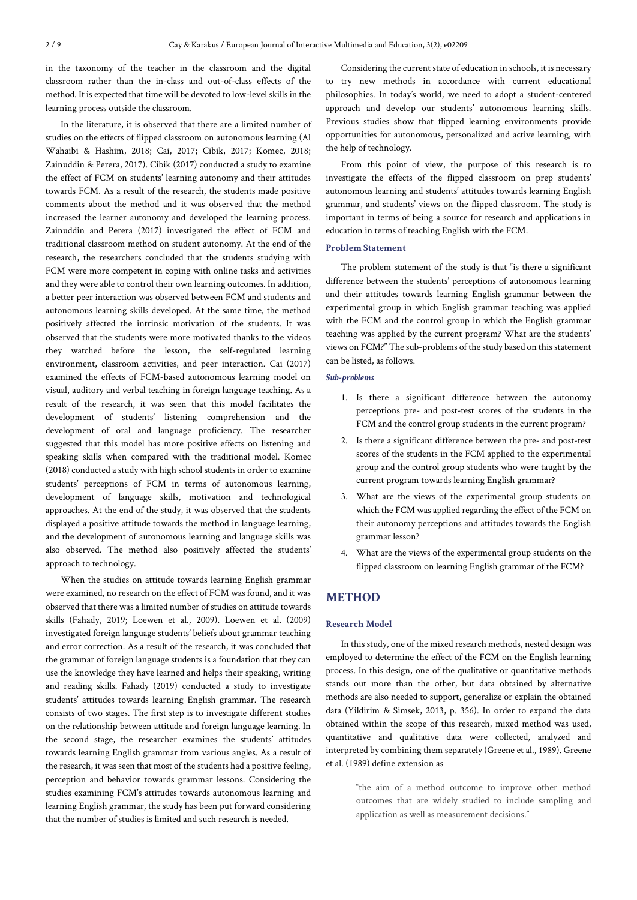in the taxonomy of the teacher in the classroom and the digital classroom rather than the in-class and out-of-class effects of the method. It is expected that time will be devoted to low-level skills in the learning process outside the classroom.

In the literature, it is observed that there are a limited number of studies on the effects of flipped classroom on autonomous learning (Al Wahaibi & Hashim, 2018; Cai, 2017; Cibik, 2017; Komec, 2018; Zainuddin & Perera, 2017). Cibik (2017) conducted a study to examine the effect of FCM on students' learning autonomy and their attitudes towards FCM. As a result of the research, the students made positive comments about the method and it was observed that the method increased the learner autonomy and developed the learning process. Zainuddin and Perera (2017) investigated the effect of FCM and traditional classroom method on student autonomy. At the end of the research, the researchers concluded that the students studying with FCM were more competent in coping with online tasks and activities and they were able to control their own learning outcomes. In addition, a better peer interaction was observed between FCM and students and autonomous learning skills developed. At the same time, the method positively affected the intrinsic motivation of the students. It was observed that the students were more motivated thanks to the videos they watched before the lesson, the self-regulated learning environment, classroom activities, and peer interaction. Cai (2017) examined the effects of FCM-based autonomous learning model on visual, auditory and verbal teaching in foreign language teaching. As a result of the research, it was seen that this model facilitates the development of students' listening comprehension and the development of oral and language proficiency. The researcher suggested that this model has more positive effects on listening and speaking skills when compared with the traditional model. Komec (2018) conducted a study with high school students in order to examine students' perceptions of FCM in terms of autonomous learning, development of language skills, motivation and technological approaches. At the end of the study, it was observed that the students displayed a positive attitude towards the method in language learning, and the development of autonomous learning and language skills was also observed. The method also positively affected the students' approach to technology.

When the studies on attitude towards learning English grammar were examined, no research on the effect of FCM was found, and it was observed that there was a limited number of studies on attitude towards skills (Fahady, 2019; Loewen et al., 2009). Loewen et al. (2009) investigated foreign language students' beliefs about grammar teaching and error correction. As a result of the research, it was concluded that the grammar of foreign language students is a foundation that they can use the knowledge they have learned and helps their speaking, writing and reading skills. Fahady (2019) conducted a study to investigate students' attitudes towards learning English grammar. The research consists of two stages. The first step is to investigate different studies on the relationship between attitude and foreign language learning. In the second stage, the researcher examines the students' attitudes towards learning English grammar from various angles. As a result of the research, it was seen that most of the students had a positive feeling, perception and behavior towards grammar lessons. Considering the studies examining FCM's attitudes towards autonomous learning and learning English grammar, the study has been put forward considering that the number of studies is limited and such research is needed.

Considering the current state of education in schools, it is necessary to try new methods in accordance with current educational philosophies. In today's world, we need to adopt a student-centered approach and develop our students' autonomous learning skills. Previous studies show that flipped learning environments provide opportunities for autonomous, personalized and active learning, with the help of technology.

From this point of view, the purpose of this research is to investigate the effects of the flipped classroom on prep students' autonomous learning and students' attitudes towards learning English grammar, and students' views on the flipped classroom. The study is important in terms of being a source for research and applications in education in terms of teaching English with the FCM.

### Problem Statement

The problem statement of the study is that "is there a significant difference between the students' perceptions of autonomous learning and their attitudes towards learning English grammar between the experimental group in which English grammar teaching was applied with the FCM and the control group in which the English grammar teaching was applied by the current program? What are the students' views on FCM?" The sub-problems of the study based on this statement can be listed, as follows.

#### *Sub-problems*

1. Is there a significant difference between the autonomy perceptions pre- and post-test scores of the students in the FCM and the control group students in the current program?
2. Is there a significant difference between the pre- and post-test scores of the students in the FCM applied to the experimental group and the control group students who were taught by the current program towards learning English grammar?
3. What are the views of the experimental group students on which the FCM was applied regarding the effect of the FCM on their autonomy perceptions and attitudes towards the English grammar lesson?
4. What are the views of the experimental group students on the flipped classroom on learning English grammar of the FCM?

## METHOD

### Research Model

In this study, one of the mixed research methods, nested design was employed to determine the effect of the FCM on the English learning process. In this design, one of the qualitative or quantitative methods stands out more than the other, but data obtained by alternative methods are also needed to support, generalize or explain the obtained data (Yildirim & Simsek, 2013, p. 356). In order to expand the data obtained within the scope of this research, mixed method was used, quantitative and qualitative data were collected, analyzed and interpreted by combining them separately (Greene et al., 1989). Greene et al. (1989) define extension as

> "the aim of a method outcome to improve other method outcomes that are widely studied to include sampling and application as well as measurement decisions."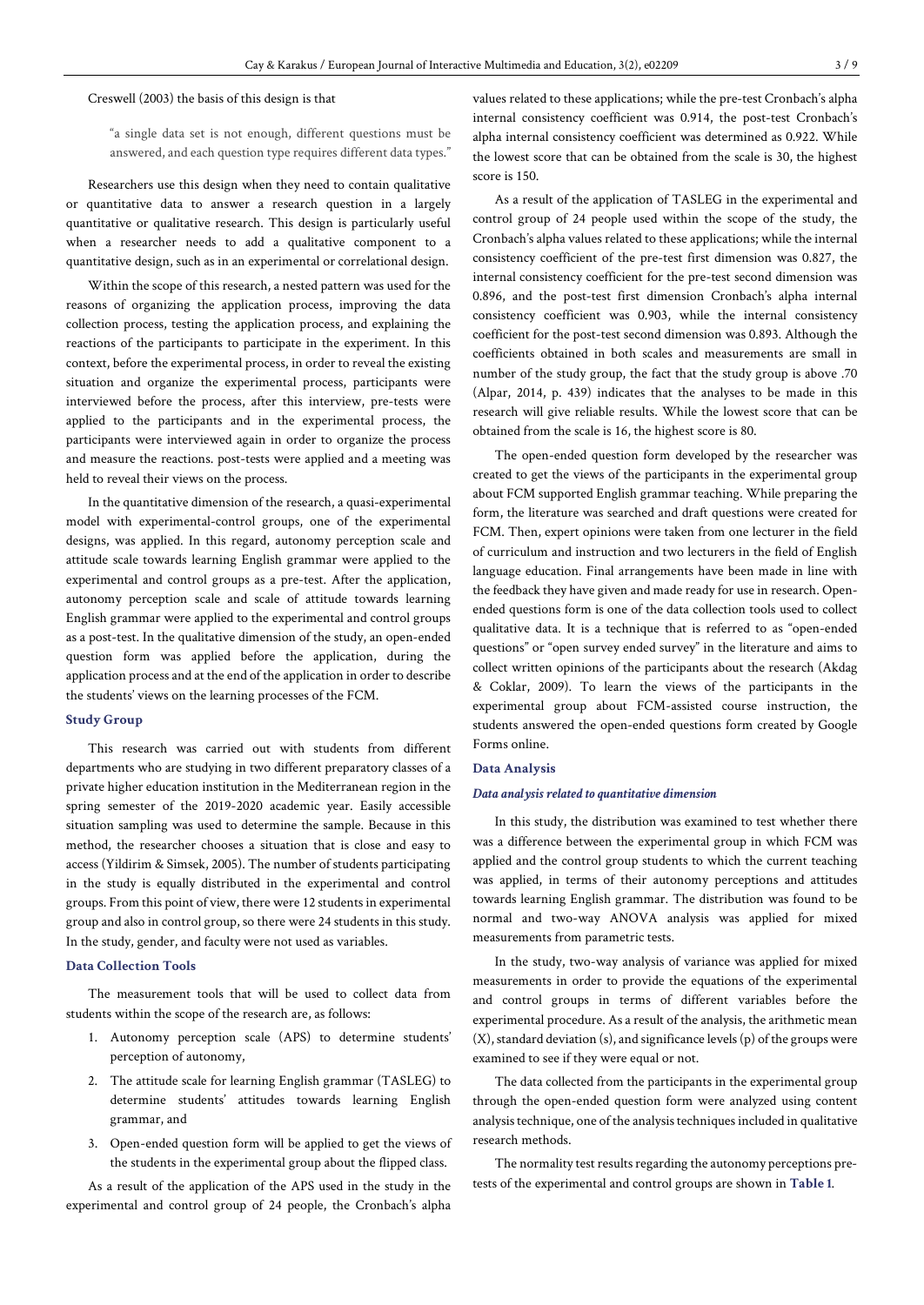Creswell (2003) the basis of this design is that

> "a single data set is not enough, different questions must be answered, and each question type requires different data types."

Researchers use this design when they need to contain qualitative or quantitative data to answer a research question in a largely quantitative or qualitative research. This design is particularly useful when a researcher needs to add a qualitative component to a quantitative design, such as in an experimental or correlational design.

Within the scope of this research, a nested pattern was used for the reasons of organizing the application process, improving the data collection process, testing the application process, and explaining the reactions of the participants to participate in the experiment. In this context, before the experimental process, in order to reveal the existing situation and organize the experimental process, participants were interviewed before the process, after this interview, pre-tests were applied to the participants and in the experimental process, the participants were interviewed again in order to organize the process and measure the reactions. post-tests were applied and a meeting was held to reveal their views on the process.

In the quantitative dimension of the research, a quasi-experimental model with experimental-control groups, one of the experimental designs, was applied. In this regard, autonomy perception scale and attitude scale towards learning English grammar were applied to the experimental and control groups as a pre-test. After the application, autonomy perception scale and scale of attitude towards learning English grammar were applied to the experimental and control groups as a post-test. In the qualitative dimension of the study, an open-ended question form was applied before the application, during the application process and at the end of the application in order to describe the students' views on the learning processes of the FCM.

### Study Group

This research was carried out with students from different departments who are studying in two different preparatory classes of a private higher education institution in the Mediterranean region in the spring semester of the 2019-2020 academic year. Easily accessible situation sampling was used to determine the sample. Because in this method, the researcher chooses a situation that is close and easy to access (Yildirim & Simsek, 2005). The number of students participating in the study is equally distributed in the experimental and control groups. From this point of view, there were 12 students in experimental group and also in control group, so there were 24 students in this study. In the study, gender, and faculty were not used as variables.

### Data Collection Tools

The measurement tools that will be used to collect data from students within the scope of the research are, as follows:

1. Autonomy perception scale (APS) to determine students' perception of autonomy,
2. The attitude scale for learning English grammar (TASLEG) to determine students' attitudes towards learning English grammar, and
3. Open-ended question form will be applied to get the views of the students in the experimental group about the flipped class.

As a result of the application of the APS used in the study in the experimental and control group of 24 people, the Cronbach's alpha values related to these applications; while the pre-test Cronbach's alpha internal consistency coefficient was 0.914, the post-test Cronbach's alpha internal consistency coefficient was determined as 0.922. While the lowest score that can be obtained from the scale is 30, the highest score is 150.

As a result of the application of TASLEG in the experimental and control group of 24 people used within the scope of the study, the Cronbach's alpha values related to these applications; while the internal consistency coefficient of the pre-test first dimension was 0.827, the internal consistency coefficient for the pre-test second dimension was 0.896, and the post-test first dimension Cronbach's alpha internal consistency coefficient was 0.903, while the internal consistency coefficient for the post-test second dimension was 0.893. Although the coefficients obtained in both scales and measurements are small in number of the study group, the fact that the study group is above .70 (Alpar, 2014, p. 439) indicates that the analyses to be made in this research will give reliable results. While the lowest score that can be obtained from the scale is 16, the highest score is 80.

The open-ended question form developed by the researcher was created to get the views of the participants in the experimental group about FCM supported English grammar teaching. While preparing the form, the literature was searched and draft questions were created for FCM. Then, expert opinions were taken from one lecturer in the field of curriculum and instruction and two lecturers in the field of English language education. Final arrangements have been made in line with the feedback they have given and made ready for use in research. Open-ended questions form is one of the data collection tools used to collect qualitative data. It is a technique that is referred to as "open-ended questions" or "open survey ended survey" in the literature and aims to collect written opinions of the participants about the research (Akdag & Coklar, 2009). To learn the views of the participants in the experimental group about FCM-assisted course instruction, the students answered the open-ended questions form created by Google Forms online.

### Data Analysis

#### *Data analysis related to quantitative dimension*

In this study, the distribution was examined to test whether there was a difference between the experimental group in which FCM was applied and the control group students to which the current teaching was applied, in terms of their autonomy perceptions and attitudes towards learning English grammar. The distribution was found to be normal and two-way ANOVA analysis was applied for mixed measurements from parametric tests.

In the study, two-way analysis of variance was applied for mixed measurements in order to provide the equations of the experimental and control groups in terms of different variables before the experimental procedure. As a result of the analysis, the arithmetic mean ($X$), standard deviation ($s$), and significance levels ($p$) of the groups were examined to see if they were equal or not.

The data collected from the participants in the experimental group through the open-ended question form were analyzed using content analysis technique, one of the analysis techniques included in qualitative research methods.

The normality test results regarding the autonomy perceptions pre-tests of the experimental and control groups are shown in **Table 1**.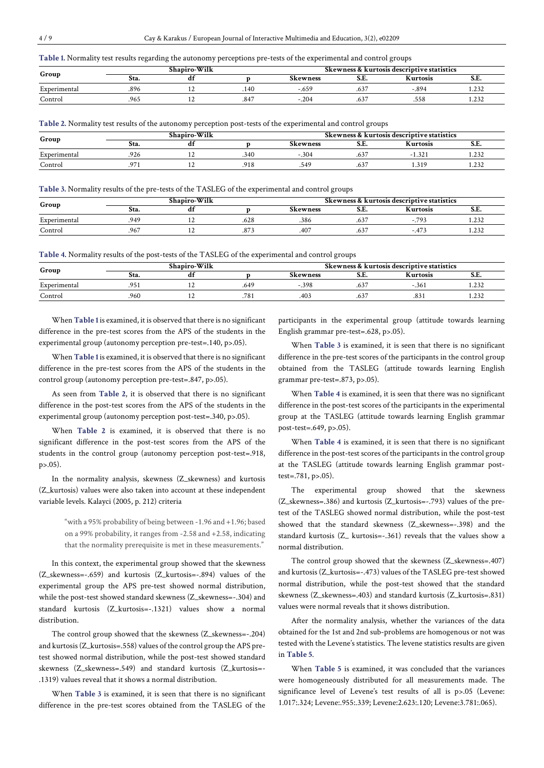**Table 1.** Normality test results regarding the autonomy perceptions pre-tests of the experimental and control groups

| Group | Shapiro-Wilk | | | Skewness & kurtosis descriptive statistics | | | |
|---|---|---|---|---|---|---|---|
| | Sta. | df | p | Skewness | S.E. | Kurtosis | S.E. |
| Experimental | .896 | 12 | .140 | -.659 | .637 | -.894 | 1.232 |
| Control | .965 | 12 | .847 | -.204 | .637 | .558 | 1.232 |

**Table 2.** Normality test results of the autonomy perception post-tests of the experimental and control groups

| Group | Shapiro-Wilk | | | Skewness & kurtosis descriptive statistics | | | |
|---|---|---|---|---|---|---|---|
| | Sta. | df | p | Skewness | S.E. | Kurtosis | S.E. |
| Experimental | .926 | 12 | .340 | -.304 | .637 | -1.321 | 1.232 |
| Control | .971 | 12 | .918 | .549 | .637 | 1.319 | 1.232 |

**Table 3.** Normality results of the pre-tests of the TASLEG of the experimental and control groups

| Group | Shapiro-Wilk | | | Skewness & kurtosis descriptive statistics | | | |
|---|---|---|---|---|---|---|---|
| | Sta. | df | p | Skewness | S.E. | Kurtosis | S.E. |
| Experimental | .949 | 12 | .628 | .386 | .637 | -.793 | 1.232 |
| Control | .967 | 12 | .873 | .407 | .637 | -.473 | 1.232 |

**Table 4.** Normality results of the post-tests of the TASLEG of the experimental and control groups

| Group | Shapiro-Wilk | | | Skewness & kurtosis descriptive statistics | | | |
|---|---|---|---|---|---|---|---|
| | Sta. | df | p | Skewness | S.E. | Kurtosis | S.E. |
| Experimental | .951 | 12 | .649 | -.398 | .637 | -.361 | 1.232 |
| Control | .960 | 12 | .781 | .403 | .637 | .831 | 1.232 |

When **Table 1** is examined, it is observed that there is no significant difference in the pre-test scores from the APS of the students in the experimental group (autonomy perception pre-test=.140, p>.05).

When **Table 1** is examined, it is observed that there is no significant difference in the pre-test scores from the APS of the students in the control group (autonomy perception pre-test=.847, p>.05).

As seen from **Table 2**, it is observed that there is no significant difference in the post-test scores from the APS of the students in the experimental group (autonomy perception post-test=.340, p>.05).

When **Table 2** is examined, it is observed that there is no significant difference in the post-test scores from the APS of the students in the control group (autonomy perception post-test=.918, p>.05).

In the normality analysis, skewness (Z_skewness) and kurtosis (Z_kurtosis) values were also taken into account at these independent variable levels. Kalayci (2005, p. 212) criteria

> "with a 95% probability of being between -1.96 and +1.96; based on a 99% probability, it ranges from -2.58 and +2.58, indicating that the normality prerequisite is met in these measurements."

In this context, the experimental group showed that the skewness (Z_skewness=-.659) and kurtosis (Z_kurtosis=-.894) values of the experimental group the APS pre-test showed normal distribution, while the post-test showed standard skewness (Z_skewness=-.304) and standard kurtosis (Z_kurtosis=-.1321) values show a normal distribution.

The control group showed that the skewness (Z_skewness=-.204) and kurtosis (Z_kurtosis=.558) values of the control group the APS pre-test showed normal distribution, while the post-test showed standard skewness (Z_skewness=.549) and standard kurtosis (Z_kurtosis=-.1319) values reveal that it shows a normal distribution.

When **Table 3** is examined, it is seen that there is no significant difference in the pre-test scores obtained from the TASLEG of the participants in the experimental group (attitude towards learning English grammar pre-test=.628, p>.05).

When **Table 3** is examined, it is seen that there is no significant difference in the pre-test scores of the participants in the control group obtained from the TASLEG (attitude towards learning English grammar pre-test=.873, p>.05).

When **Table 4** is examined, it is seen that there was no significant difference in the post-test scores of the participants in the experimental group at the TASLEG (attitude towards learning English grammar post-test=.649, p>.05).

When **Table 4** is examined, it is seen that there is no significant difference in the post-test scores of the participants in the control group at the TASLEG (attitude towards learning English grammar post-test=.781, p>.05).

The experimental group showed that the skewness (Z_skewness=.386) and kurtosis (Z_kurtosis=-.793) values of the pre-test of the TASLEG showed normal distribution, while the post-test showed that the standard skewness (Z_skewness=-.398) and the standard kurtosis (Z_ kurtosis=-.361) reveals that the values show a normal distribution.

The control group showed that the skewness (Z_skewness=.407) and kurtosis (Z_kurtosis=-.473) values of the TASLEG pre-test showed normal distribution, while the post-test showed that the standard skewness (Z_skewness=.403) and standard kurtosis (Z_kurtosis=.831) values were normal reveals that it shows distribution.

After the normality analysis, whether the variances of the data obtained for the 1st and 2nd sub-problems are homogenous or not was tested with the Levene's statistics. The levene statistics results are given in **Table 5**.

When **Table 5** is examined, it was concluded that the variances were homogeneously distributed for all measurements made. The significance level of Levene's test results of all is p>.05 (Levene: 1.017:.324; Levene:.955:.339; Levene:2.623:.120; Levene:3.781:.065).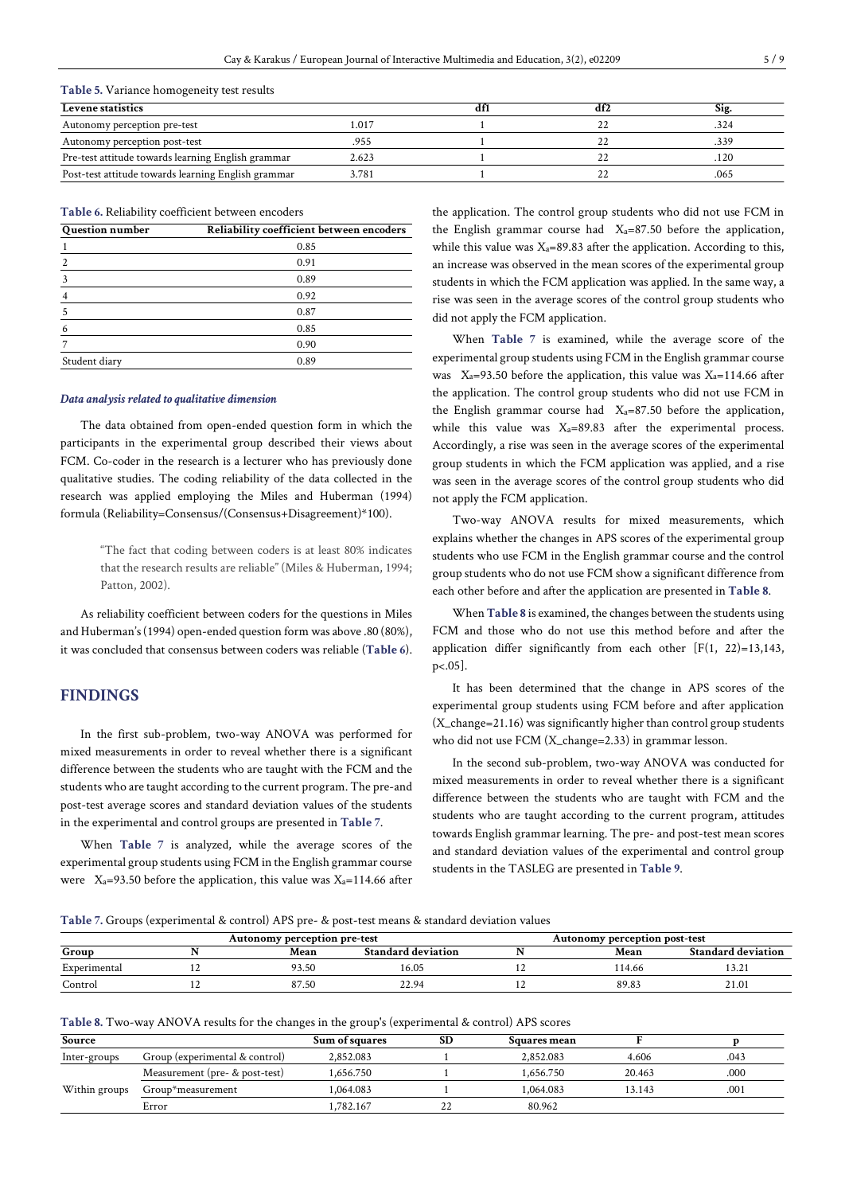**Table 5.** Variance homogeneity test results

| Levene statistics | | df1 | df2 | Sig. |
|---|---|---|---|---|
| Autonomy perception pre-test | 1.017 | 1 | 22 | .324 |
| Autonomy perception post-test | .955 | 1 | 22 | .339 |
| Pre-test attitude towards learning English grammar | 2.623 | 1 | 22 | .120 |
| Post-test attitude towards learning English grammar | 3.781 | 1 | 22 | .065 |

**Table 6.** Reliability coefficient between encoders

| Question number | Reliability coefficient between encoders |
|---|---|
| 1 | 0.85 |
| 2 | 0.91 |
| 3 | 0.89 |
| 4 | 0.92 |
| 5 | 0.87 |
| 6 | 0.85 |
| 7 | 0.90 |
| Student diary | 0.89 |

#### *Data analysis related to qualitative dimension*

The data obtained from open-ended question form in which the participants in the experimental group described their views about FCM. Co-coder in the research is a lecturer who has previously done qualitative studies. The coding reliability of the data collected in the research was applied employing the Miles and Huberman (1994) formula (Reliability=Consensus/(Consensus+Disagreement)*100).

> "The fact that coding between coders is at least 80% indicates that the research results are reliable" (Miles & Huberman, 1994; Patton, 2002).

As reliability coefficient between coders for the questions in Miles and Huberman's (1994) open-ended question form was above .80 (80%), it was concluded that consensus between coders was reliable (**Table 6**).

## FINDINGS

In the first sub-problem, two-way ANOVA was performed for mixed measurements in order to reveal whether there is a significant difference between the students who are taught with the FCM and the students who are taught according to the current program. The pre-and post-test average scores and standard deviation values of the students in the experimental and control groups are presented in **Table 7**.

When **Table 7** is analyzed, while the average scores of the experimental group students using FCM in the English grammar course were $X_a$=93.50 before the application, this value was $X_a$=114.66 after the application. The control group students who did not use FCM in the English grammar course had $X_a$=87.50 before the application, while this value was $X_a$=89.83 after the application. According to this, an increase was observed in the mean scores of the experimental group students in which the FCM application was applied. In the same way, a rise was seen in the average scores of the control group students who did not apply the FCM application.

When **Table 7** is examined, while the average score of the experimental group students using FCM in the English grammar course was $X_a$=93.50 before the application, this value was $X_a$=114.66 after the application. The control group students who did not use FCM in the English grammar course had $X_a$=87.50 before the application, while this value was $X_a$=89.83 after the experimental process. Accordingly, a rise was seen in the average scores of the experimental group students in which the FCM application was applied, and a rise was seen in the average scores of the control group students who did not apply the FCM application.

Two-way ANOVA results for mixed measurements, which explains whether the changes in APS scores of the experimental group students who use FCM in the English grammar course and the control group students who do not use FCM show a significant difference from each other before and after the application are presented in **Table 8**.

When **Table 8** is examined, the changes between the students using FCM and those who do not use this method before and after the application differ significantly from each other [$F(1, 22)=13,143$, $p<.05$].

It has been determined that the change in APS scores of the experimental group students using FCM before and after application ($X\_change$=21.16) was significantly higher than control group students who did not use FCM ($X\_change$=2.33) in grammar lesson.

In the second sub-problem, two-way ANOVA was conducted for mixed measurements in order to reveal whether there is a significant difference between the students who are taught with FCM and the students who are taught according to the current program, attitudes towards English grammar learning. The pre- and post-test mean scores and standard deviation values of the experimental and control group students in the TASLEG are presented in **Table 9**.

**Table 7.** Groups (experimental & control) APS pre- & post-test means & standard deviation values

| | Autonomy perception pre-test | | | Autonomy perception post-test | | |
|---|---|---|---|---|---|---|
| Group | N | Mean | Standard deviation | N | Mean | Standard deviation |
| Experimental | 12 | 93.50 | 16.05 | 12 | 114.66 | 13.21 |
| Control | 12 | 87.50 | 22.94 | 12 | 89.83 | 21.01 |

**Table 8.** Two-way ANOVA results for the changes in the group's (experimental & control) APS scores

| Source | | Sum of squares | SD | Squares mean | F | p |
|---|---|---|---|---|---|---|
| Inter-groups | Group (experimental & control) | 2,852.083 | 1 | 2,852.083 | 4.606 | .043 |
| Within groups | Measurement (pre- & post-test) | 1,656.750 | 1 | 1,656.750 | 20.463 | .000 |
| | Group*measurement | 1,064.083 | 1 | 1,064.083 | 13.143 | .001 |
| | Error | 1,782.167 | 22 | 80.962 | | |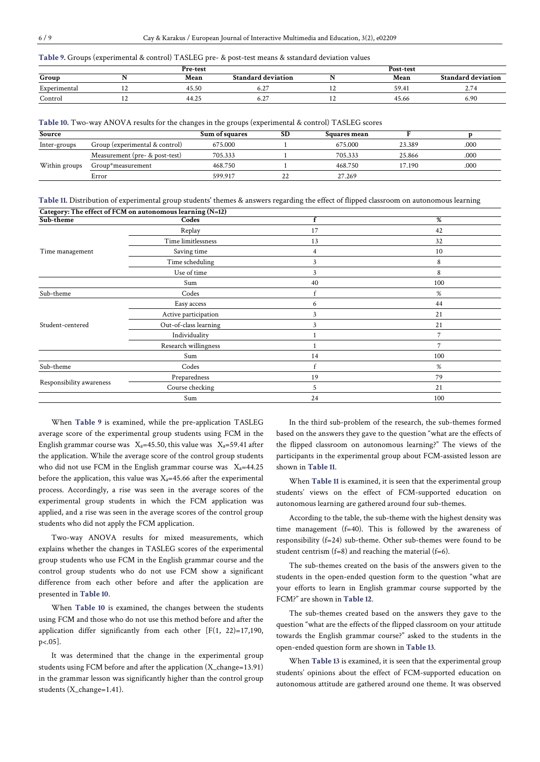**Table 9.** Groups (experimental & control) TASLEG pre- & post-test means & sstandard deviation values

| | Pre-test | | | Post-test | | |
|---|---|---|---|---|---|---|
| **Group** | **N** | **Mean** | **Standard deviation** | **N** | **Mean** | **Standard deviation** |
| Experimental | 12 | 45.50 | 6.27 | 12 | 59.41 | 2.74 |
| Control | 12 | 44.25 | 6.27 | 12 | 45.66 | 6.90 |

**Table 10.** Two-way ANOVA results for the changes in the groups (experimental & control) TASLEG scores

| Source | | Sum of squares | SD | Squares mean | F | p |
|---|---|---|---|---|---|---|
| Inter-groups | Group (experimental & control) | 675.000 | 1 | 675.000 | 23.389 | .000 |
| Within groups | Measurement (pre- & post-test) | 705.333 | 1 | 705.333 | 25.866 | .000 |
| | Group*measurement | 468.750 | 1 | 468.750 | 17.190 | .000 |
| | Error | 599.917 | 22 | 27.269 | | |

**Table 11.** Distribution of experimental group students' themes & answers regarding the effect of flipped classroom on autonomous learning

| Category: The effect of FCM on autonomous learning (N=12) | | | |
|---|---|---|---|
| **Sub-theme** | **Codes** | **f** | **%** |
| Time management | Replay | 17 | 42 |
| | Time limitlessness | 13 | 32 |
| | Saving time | 4 | 10 |
| | Time scheduling | 3 | 8 |
| | Use of time | 3 | 8 |
| | Sum | 40 | 100 |
| Sub-theme | Codes | f | % |
| Student-centered | Easy access | 6 | 44 |
| | Active participation | 3 | 21 |
| | Out-of-class learning | 3 | 21 |
| | Individuality | 1 | 7 |
| | Research willingness | 1 | 7 |
| | Sum | 14 | 100 |
| Sub-theme | Codes | f | % |
| Responsibility awareness | Preparedness | 19 | 79 |
| | Course checking | 5 | 21 |
| | Sum | 24 | 100 |

When **Table 9** is examined, while the pre-application TASLEG average score of the experimental group students using FCM in the English grammar course was $X_a$=45.50, this value was $X_a$=59.41 after the application. While the average score of the control group students who did not use FCM in the English grammar course was $X_a$=44.25 before the application, this value was $X_a$=45.66 after the experimental process. Accordingly, a rise was seen in the average scores of the experimental group students in which the FCM application was applied, and a rise was seen in the average scores of the control group students who did not apply the FCM application.

Two-way ANOVA results for mixed measurements, which explains whether the changes in TASLEG scores of the experimental group students who use FCM in the English grammar course and the control group students who do not use FCM show a significant difference from each other before and after the application are presented in **Table 10**.

When **Table 10** is examined, the changes between the students using FCM and those who do not use this method before and after the application differ significantly from each other [$F(1, 22)$=17,190, $p<.05$].

It was determined that the change in the experimental group students using FCM before and after the application ($X_{change}$=13.91) in the grammar lesson was significantly higher than the control group students ($X_{change}$=1.41).

In the third sub-problem of the research, the sub-themes formed based on the answers they gave to the question "what are the effects of the flipped classroom on autonomous learning?" The views of the participants in the experimental group about FCM-assisted lesson are shown in **Table 11**.

When **Table 11** is examined, it is seen that the experimental group students' views on the effect of FCM-supported education on autonomous learning are gathered around four sub-themes.

According to the table, the sub-theme with the highest density was time management (f=40). This is followed by the awareness of responsibility (f=24) sub-theme. Other sub-themes were found to be student centrism (f=8) and reaching the material (f=6).

The sub-themes created on the basis of the answers given to the students in the open-ended question form to the question "what are your efforts to learn in English grammar course supported by the FCM?" are shown in **Table 12**.

The sub-themes created based on the answers they gave to the question "what are the effects of the flipped classroom on your attitude towards the English grammar course?" asked to the students in the open-ended question form are shown in **Table 13**.

When **Table 13** is examined, it is seen that the experimental group students' opinions about the effect of FCM-supported education on autonomous attitude are gathered around one theme. It was observed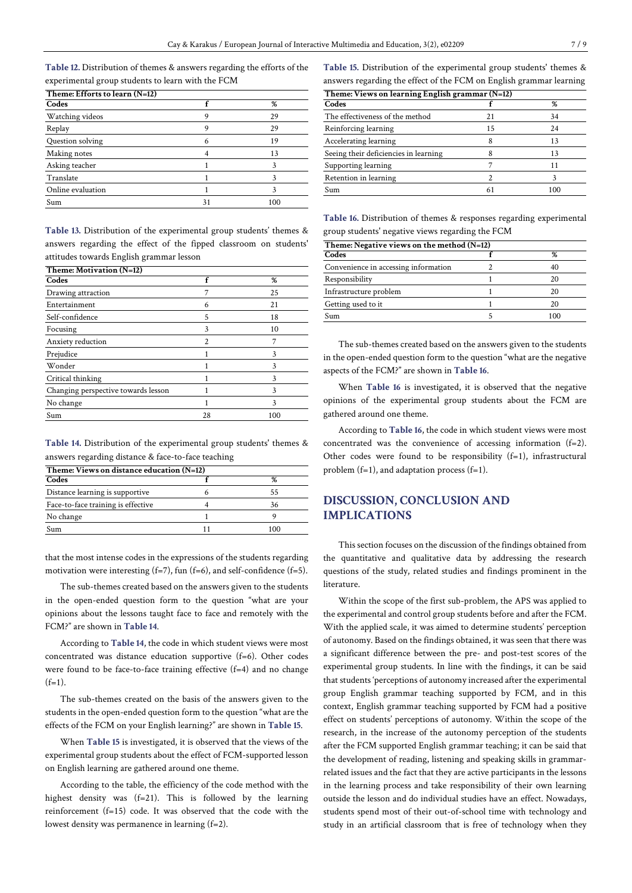Table 12. Distribution of themes & answers regarding the efforts of the experimental group students to learn with the FCM

| Theme: Efforts to learn (N=12) | | |
|---|---|---|
| Codes | f | % |
| Watching videos | 9 | 29 |
| Replay | 9 | 29 |
| Question solving | 6 | 19 |
| Making notes | 4 | 13 |
| Asking teacher | 1 | 3 |
| Translate | 1 | 3 |
| Online evaluation | 1 | 3 |
| Sum | 31 | 100 |

Table 13. Distribution of the experimental group students' themes & answers regarding the effect of the fipped classroom on students' attitudes towards English grammar lesson

| Theme: Motivation (N=12) | | |
|---|---|---|
| Codes | f | % |
| Drawing attraction | 7 | 25 |
| Entertainment | 6 | 21 |
| Self-confidence | 5 | 18 |
| Focusing | 3 | 10 |
| Anxiety reduction | 2 | 7 |
| Prejudice | 1 | 3 |
| Wonder | 1 | 3 |
| Critical thinking | 1 | 3 |
| Changing perspective towards lesson | 1 | 3 |
| No change | 1 | 3 |
| Sum | 28 | 100 |

Table 14. Distribution of the experimental group students' themes & answers regarding distance & face-to-face teaching

| Theme: Views on distance education (N=12) | | |
|---|---|---|
| Codes | f | % |
| Distance learning is supportive | 6 | 55 |
| Face-to-face training is effective | 4 | 36 |
| No change | 1 | 9 |
| Sum | 11 | 100 |

that the most intense codes in the expressions of the students regarding motivation were interesting (f=7), fun (f=6), and self-confidence (f=5).

The sub-themes created based on the answers given to the students in the open-ended question form to the question "what are your opinions about the lessons taught face to face and remotely with the FCM?" are shown in Table 14.

According to Table 14, the code in which student views were most concentrated was distance education supportive (f=6). Other codes were found to be face-to-face training effective (f=4) and no change (f=1).

The sub-themes created on the basis of the answers given to the students in the open-ended question form to the question "what are the effects of the FCM on your English learning?" are shown in Table 15.

When Table 15 is investigated, it is observed that the views of the experimental group students about the effect of FCM-supported lesson on English learning are gathered around one theme.

According to the table, the efficiency of the code method with the highest density was (f=21). This is followed by the learning reinforcement (f=15) code. It was observed that the code with the lowest density was permanence in learning (f=2).

Table 15. Distribution of the experimental group students' themes & answers regarding the effect of the FCM on English grammar learning

| Theme: Views on learning English grammar (N=12) | | |
|---|---|---|
| Codes | f | % |
| The effectiveness of the method | 21 | 34 |
| Reinforcing learning | 15 | 24 |
| Accelerating learning | 8 | 13 |
| Seeing their deficiencies in learning | 8 | 13 |
| Supporting learning | 7 | 11 |
| Retention in learning | 2 | 3 |
| Sum | 61 | 100 |

Table 16. Distribution of themes & responses regarding experimental group students' negative views regarding the FCM

| Theme: Negative views on the method (N=12) | | |
|---|---|---|
| Codes | f | % |
| Convenience in accessing information | 2 | 40 |
| Responsibility | 1 | 20 |
| Infrastructure problem | 1 | 20 |
| Getting used to it | 1 | 20 |
| Sum | 5 | 100 |

The sub-themes created based on the answers given to the students in the open-ended question form to the question "what are the negative aspects of the FCM?" are shown in Table 16.

When Table 16 is investigated, it is observed that the negative opinions of the experimental group students about the FCM are gathered around one theme.

According to Table 16, the code in which student views were most concentrated was the convenience of accessing information (f=2). Other codes were found to be responsibility (f=1), infrastructural problem (f=1), and adaptation process (f=1).

## DISCUSSION, CONCLUSION AND IMPLICATIONS

This section focuses on the discussion of the findings obtained from the quantitative and qualitative data by addressing the research questions of the study, related studies and findings prominent in the literature.

Within the scope of the first sub-problem, the APS was applied to the experimental and control group students before and after the FCM. With the applied scale, it was aimed to determine students' perception of autonomy. Based on the findings obtained, it was seen that there was a significant difference between the pre- and post-test scores of the experimental group students. In line with the findings, it can be said that students 'perceptions of autonomy increased after the experimental group English grammar teaching supported by FCM, and in this context, English grammar teaching supported by FCM had a positive effect on students' perceptions of autonomy. Within the scope of the research, in the increase of the autonomy perception of the students after the FCM supported English grammar teaching; it can be said that the development of reading, listening and speaking skills in grammar-related issues and the fact that they are active participants in the lessons in the learning process and take responsibility of their own learning outside the lesson and do individual studies have an effect. Nowadays, students spend most of their out-of-school time with technology and study in an artificial classroom that is free of technology when they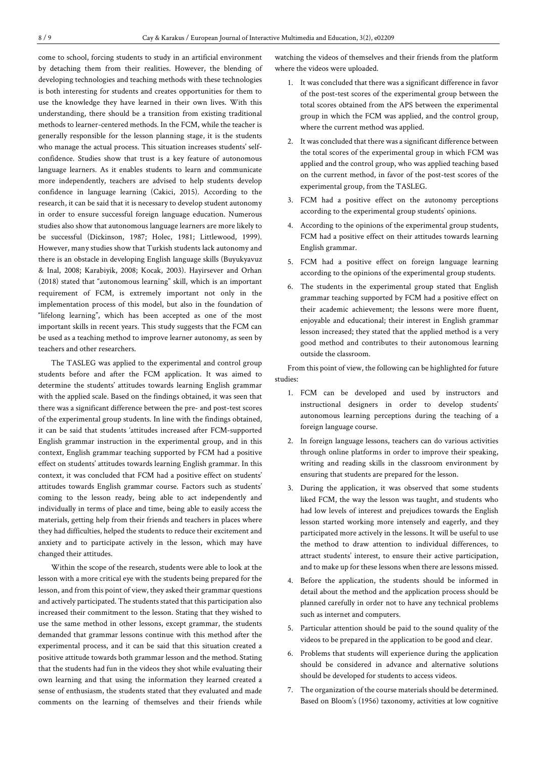come to school, forcing students to study in an artificial environment by detaching them from their realities. However, the blending of developing technologies and teaching methods with these technologies is both interesting for students and creates opportunities for them to use the knowledge they have learned in their own lives. With this understanding, there should be a transition from existing traditional methods to learner-centered methods. In the FCM, while the teacher is generally responsible for the lesson planning stage, it is the students who manage the actual process. This situation increases students' self-confidence. Studies show that trust is a key feature of autonomous language learners. As it enables students to learn and communicate more independently, teachers are advised to help students develop confidence in language learning (Cakici, 2015). According to the research, it can be said that it is necessary to develop student autonomy in order to ensure successful foreign language education. Numerous studies also show that autonomous language learners are more likely to be successful (Dickinson, 1987; Holec, 1981; Littlewood, 1999). However, many studies show that Turkish students lack autonomy and there is an obstacle in developing English language skills (Buyukyavuz & Inal, 2008; Karabiyik, 2008; Kocak, 2003). Hayirsever and Orhan (2018) stated that "autonomous learning" skill, which is an important requirement of FCM, is extremely important not only in the implementation process of this model, but also in the foundation of "lifelong learning", which has been accepted as one of the most important skills in recent years. This study suggests that the FCM can be used as a teaching method to improve learner autonomy, as seen by teachers and other researchers.

The TASLEG was applied to the experimental and control group students before and after the FCM application. It was aimed to determine the students' attitudes towards learning English grammar with the applied scale. Based on the findings obtained, it was seen that there was a significant difference between the pre- and post-test scores of the experimental group students. In line with the findings obtained, it can be said that students 'attitudes increased after FCM-supported English grammar instruction in the experimental group, and in this context, English grammar teaching supported by FCM had a positive effect on students' attitudes towards learning English grammar. In this context, it was concluded that FCM had a positive effect on students' attitudes towards English grammar course. Factors such as students' coming to the lesson ready, being able to act independently and individually in terms of place and time, being able to easily access the materials, getting help from their friends and teachers in places where they had difficulties, helped the students to reduce their excitement and anxiety and to participate actively in the lesson, which may have changed their attitudes.

Within the scope of the research, students were able to look at the lesson with a more critical eye with the students being prepared for the lesson, and from this point of view, they asked their grammar questions and actively participated. The students stated that this participation also increased their commitment to the lesson. Stating that they wished to use the same method in other lessons, except grammar, the students demanded that grammar lessons continue with this method after the experimental process, and it can be said that this situation created a positive attitude towards both grammar lesson and the method. Stating that the students had fun in the videos they shot while evaluating their own learning and that using the information they learned created a sense of enthusiasm, the students stated that they evaluated and made comments on the learning of themselves and their friends while watching the videos of themselves and their friends from the platform where the videos were uploaded.

1. It was concluded that there was a significant difference in favor of the post-test scores of the experimental group between the total scores obtained from the APS between the experimental group in which the FCM was applied, and the control group, where the current method was applied.
2. It was concluded that there was a significant difference between the total scores of the experimental group in which FCM was applied and the control group, who was applied teaching based on the current method, in favor of the post-test scores of the experimental group, from the TASLEG.
3. FCM had a positive effect on the autonomy perceptions according to the experimental group students' opinions.
4. According to the opinions of the experimental group students, FCM had a positive effect on their attitudes towards learning English grammar.
5. FCM had a positive effect on foreign language learning according to the opinions of the experimental group students.
6. The students in the experimental group stated that English grammar teaching supported by FCM had a positive effect on their academic achievement; the lessons were more fluent, enjoyable and educational; their interest in English grammar lesson increased; they stated that the applied method is a very good method and contributes to their autonomous learning outside the classroom.

From this point of view, the following can be highlighted for future studies:

1. FCM can be developed and used by instructors and instructional designers in order to develop students' autonomous learning perceptions during the teaching of a foreign language course.
2. In foreign language lessons, teachers can do various activities through online platforms in order to improve their speaking, writing and reading skills in the classroom environment by ensuring that students are prepared for the lesson.
3. During the application, it was observed that some students liked FCM, the way the lesson was taught, and students who had low levels of interest and prejudices towards the English lesson started working more intensely and eagerly, and they participated more actively in the lessons. It will be useful to use the method to draw attention to individual differences, to attract students' interest, to ensure their active participation, and to make up for these lessons when there are lessons missed.
4. Before the application, the students should be informed in detail about the method and the application process should be planned carefully in order not to have any technical problems such as internet and computers.
5. Particular attention should be paid to the sound quality of the videos to be prepared in the application to be good and clear.
6. Problems that students will experience during the application should be considered in advance and alternative solutions should be developed for students to access videos.
7. The organization of the course materials should be determined. Based on Bloom's (1956) taxonomy, activities at low cognitive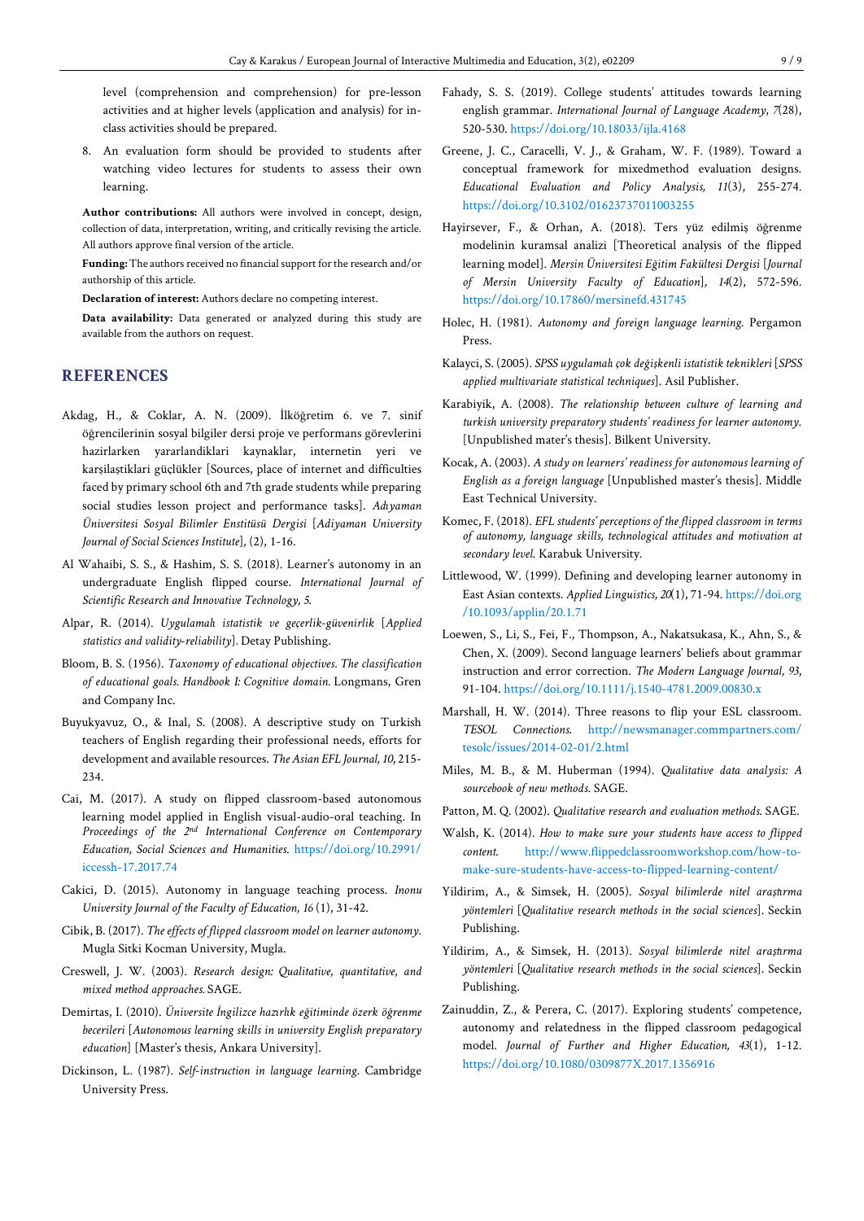level (comprehension and comprehension) for pre-lesson activities and at higher levels (application and analysis) for in-class activities should be prepared.

8. An evaluation form should be provided to students after watching video lectures for students to assess their own learning.

**Author contributions:** All authors were involved in concept, design, collection of data, interpretation, writing, and critically revising the article. All authors approve final version of the article.

**Funding:** The authors received no financial support for the research and/or authorship of this article.

**Declaration of interest:** Authors declare no competing interest.

**Data availability:** Data generated or analyzed during this study are available from the authors on request.

## REFERENCES

Akdag, H., & Coklar, A. N. (2009). İlköğretim 6. ve 7. sinif öğrencilerinin sosyal bilgiler dersi proje ve performans görevlerini hazirlarken yararlandiklari kaynaklar, internetin yeri ve karşilaştiklari güçlükler [Sources, place of internet and difficulties faced by primary school 6th and 7th grade students while preparing social studies lesson project and performance tasks]. *Adıyaman Üniversitesi Sosyal Bilimler Enstitüsü Dergisi* [*Adiyaman University Journal of Social Sciences Institute*], (2), 1-16.

Al Wahaibi, S. S., & Hashim, S. S. (2018). Learner's autonomy in an undergraduate English flipped course. *International Journal of Scientific Research and Innovative Technology, 5*.

Alpar, R. (2014). *Uygulamalı istatistik ve geçerlik-güvenirlik* [*Applied statistics and validity-reliability*]. Detay Publishing.

Bloom, B. S. (1956). *Taxonomy of educational objectives. The classification of educational goals. Handbook I: Cognitive domain.* Longmans, Gren and Company Inc.

Buyukyavuz, O., & Inal, S. (2008). A descriptive study on Turkish teachers of English regarding their professional needs, efforts for development and available resources. *The Asian EFL Journal, 10*, 215-234.

Cai, M. (2017). A study on flipped classroom-based autonomous learning model applied in English visual-audio-oral teaching. In *Proceedings of the 2nd International Conference on Contemporary Education, Social Sciences and Humanities.* https://doi.org/10.2991/iccessh-17.2017.74

Cakici, D. (2015). Autonomy in language teaching process. *Inonu University Journal of the Faculty of Education, 16* (1), 31-42.

Cibik, B. (2017). *The effects of flipped classroom model on learner autonomy.* Mugla Sitki Kocman University, Mugla.

Creswell, J. W. (2003). *Research design: Qualitative, quantitative, and mixed method approaches.* SAGE.

Demirtas, I. (2010). *Üniversite İngilizce hazırlık eğitiminde özerk öğrenme becerileri* [*Autonomous learning skills in university English preparatory education*] [Master's thesis, Ankara University].

Dickinson, L. (1987). *Self-instruction in language learning.* Cambridge University Press.

Fahady, S. S. (2019). College students' attitudes towards learning english grammar. *International Journal of Language Academy, 7*(28), 520-530. https://doi.org/10.18033/ijla.4168

Greene, J. C., Caracelli, V. J., & Graham, W. F. (1989). Toward a conceptual framework for mixedmethod evaluation designs. *Educational Evaluation and Policy Analysis, 11*(3), 255-274. https://doi.org/10.3102/01623737011003255

Hayirsever, F., & Orhan, A. (2018). Ters yüz edilmiş öğrenme modelinin kuramsal analizi [Theoretical analysis of the flipped learning model]. *Mersin Üniversitesi Eğitim Fakültesi Dergisi* [*Journal of Mersin University Faculty of Education*], *14*(2), 572-596. https://doi.org/10.17860/mersinefd.431745

Holec, H. (1981). *Autonomy and foreign language learning.* Pergamon Press.

Kalayci, S. (2005). *SPSS uygulamalı çok değişkenli istatistik teknikleri* [*SPSS applied multivariate statistical techniques*]. Asil Publisher.

Karabiyik, A. (2008). *The relationship between culture of learning and turkish university preparatory students' readiness for learner autonomy.* [Unpublished mater's thesis]. Bilkent University.

Kocak, A. (2003). *A study on learners' readiness for autonomous learning of English as a foreign language* [Unpublished master's thesis]. Middle East Technical University.

Komec, F. (2018). *EFL students' perceptions of the flipped classroom in terms of autonomy, language skills, technological attitudes and motivation at secondary level.* Karabuk University.

Littlewood, W. (1999). Defining and developing learner autonomy in East Asian contexts. *Applied Linguistics, 20*(1), 71-94. https://doi.org/10.1093/applin/20.1.71

Loewen, S., Li, S., Fei, F., Thompson, A., Nakatsukasa, K., Ahn, S., & Chen, X. (2009). Second language learners' beliefs about grammar instruction and error correction. *The Modern Language Journal, 93*, 91-104. https://doi.org/10.1111/j.1540-4781.2009.00830.x

Marshall, H. W. (2014). Three reasons to flip your ESL classroom. *TESOL Connections.* http://newsmanager.commpartners.com/tesolc/issues/2014-02-01/2.html

Miles, M. B., & M. Huberman (1994). *Qualitative data analysis: A sourcebook of new methods.* SAGE.

Patton, M. Q. (2002). *Qualitative research and evaluation methods.* SAGE.

Walsh, K. (2014). *How to make sure your students have access to flipped content.* http://www.flippedclassroomworkshop.com/how-to-make-sure-students-have-access-to-flipped-learning-content/

Yildirim, A., & Simsek, H. (2005). *Sosyal bilimlerde nitel araştırma yöntemleri* [*Qualitative research methods in the social sciences*]. Seckin Publishing.

Yildirim, A., & Simsek, H. (2013). *Sosyal bilimlerde nitel araştırma yöntemleri* [*Qualitative research methods in the social sciences*]. Seckin Publishing.

Zainuddin, Z., & Perera, C. (2017). Exploring students' competence, autonomy and relatedness in the flipped classroom pedagogical model. *Journal of Further and Higher Education, 43*(1), 1-12. https://doi.org/10.1080/0309877X.2017.1356916